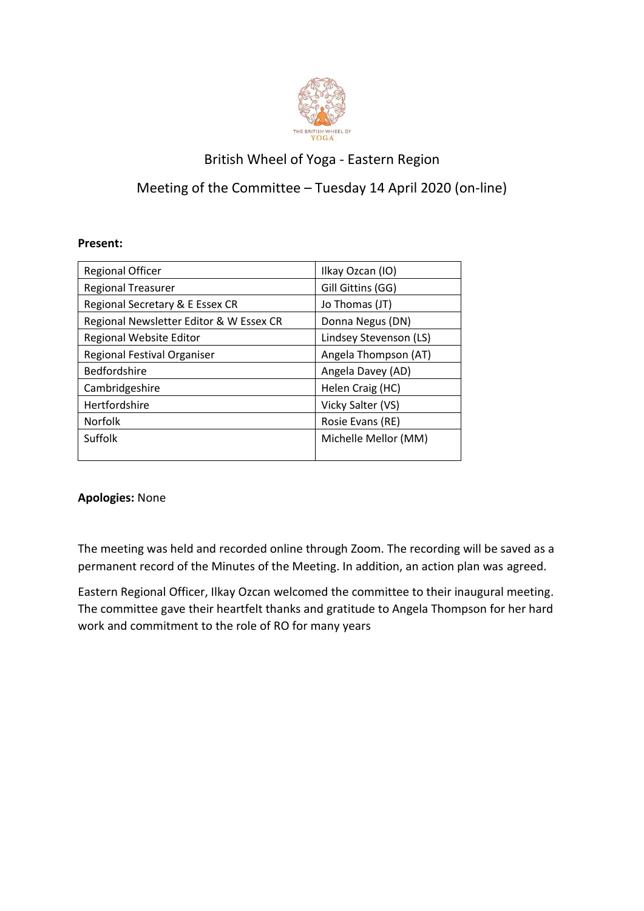# British Wheel of Yoga - Eastern Region

## Meeting of the Committee – Tuesday 14 April 2020 (on-line)

**Present:**

| | |
|---|---|
| Regional Officer | Ilkay Ozcan (IO) |
| Regional Treasurer | Gill Gittins (GG) |
| Regional Secretary & E Essex CR | Jo Thomas (JT) |
| Regional Newsletter Editor & W Essex CR | Donna Negus (DN) |
| Regional Website Editor | Lindsey Stevenson (LS) |
| Regional Festival Organiser | Angela Thompson (AT) |
| Bedfordshire | Angela Davey (AD) |
| Cambridgeshire | Helen Craig (HC) |
| Hertfordshire | Vicky Salter (VS) |
| Norfolk | Rosie Evans (RE) |
| Suffolk | Michelle Mellor (MM) |

**Apologies:** None

The meeting was held and recorded online through Zoom. The recording will be saved as a permanent record of the Minutes of the Meeting. In addition, an action plan was agreed.

Eastern Regional Officer, Ilkay Ozcan welcomed the committee to their inaugural meeting. The committee gave their heartfelt thanks and gratitude to Angela Thompson for her hard work and commitment to the role of RO for many years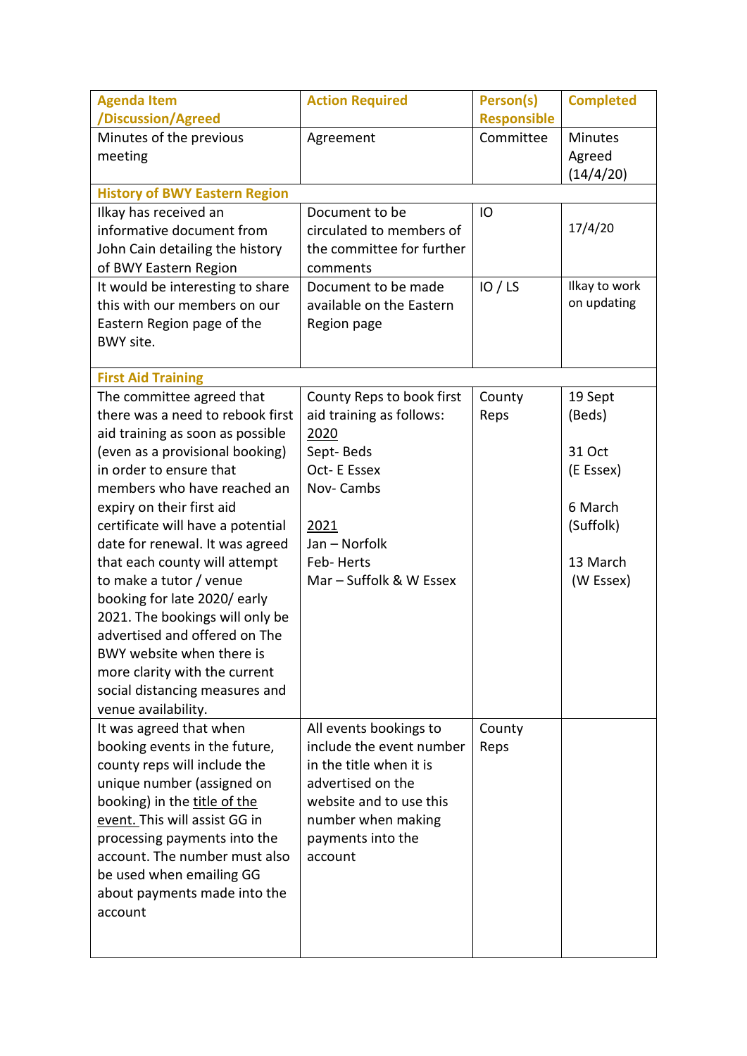| Agenda Item /Discussion/Agreed | Action Required | Person(s) Responsible | Completed |
|---|---|---|---|
| Minutes of the previous meeting | Agreement | Committee | Minutes Agreed (14/4/20) |
| **History of BWY Eastern Region** | | | |
| Ilkay has received an informative document from John Cain detailing the history of BWY Eastern Region | Document to be circulated to members of the committee for further comments | IO | 17/4/20 |
| It would be interesting to share this with our members on our Eastern Region page of the BWY site. | Document to be made available on the Eastern Region page | IO / LS | Ilkay to work on updating |
| **First Aid Training** | | | |
| The committee agreed that there was a need to rebook first aid training as soon as possible (even as a provisional booking) in order to ensure that members who have reached an expiry on their first aid certificate will have a potential date for renewal. It was agreed that each county will attempt to make a tutor / venue booking for late 2020/ early 2021. The bookings will only be advertised and offered on The BWY website when there is more clarity with the current social distancing measures and venue availability. | County Reps to book first aid training as follows:<br>2020<br>Sept- Beds<br>Oct- E Essex<br>Nov- Cambs<br><br>2021<br>Jan – Norfolk<br>Feb- Herts<br>Mar – Suffolk & W Essex | County Reps | 19 Sept (Beds)<br><br>31 Oct (E Essex)<br><br>6 March (Suffolk)<br><br>13 March (W Essex) |
| It was agreed that when booking events in the future, county reps will include the unique number (assigned on booking) in the title of the event. This will assist GG in processing payments into the account. The number must also be used when emailing GG about payments made into the account | All events bookings to include the event number in the title when it is advertised on the website and to use this number when making payments into the account | County Reps | |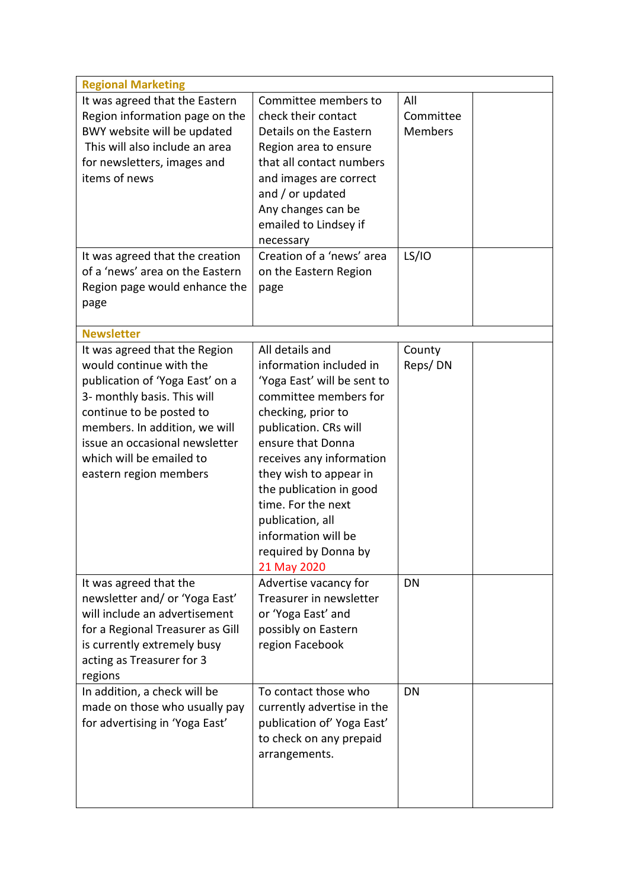| Regional Marketing | | | |
|---|---|---|---|
| It was agreed that the Eastern Region information page on the BWY website will be updated This will also include an area for newsletters, images and items of news | Committee members to check their contact Details on the Eastern Region area to ensure that all contact numbers and images are correct and / or updated Any changes can be emailed to Lindsey if necessary | All Committee Members | |
| It was agreed that the creation of a 'news' area on the Eastern Region page would enhance the page | Creation of a 'news' area on the Eastern Region page | LS/IO | |
| **Newsletter** | | | |
| It was agreed that the Region would continue with the publication of 'Yoga East' on a 3- monthly basis. This will continue to be posted to members. In addition, we will issue an occasional newsletter which will be emailed to eastern region members | All details and information included in 'Yoga East' will be sent to committee members for checking, prior to publication. CRs will ensure that Donna receives any information they wish to appear in the publication in good time. For the next publication, all information will be required by Donna by 21 May 2020 | County Reps/ DN | |
| It was agreed that the newsletter and/ or 'Yoga East' will include an advertisement for a Regional Treasurer as Gill is currently extremely busy acting as Treasurer for 3 regions | Advertise vacancy for Treasurer in newsletter or 'Yoga East' and possibly on Eastern region Facebook | DN | |
| In addition, a check will be made on those who usually pay for advertising in 'Yoga East' | To contact those who currently advertise in the publication of' Yoga East' to check on any prepaid arrangements. | DN | |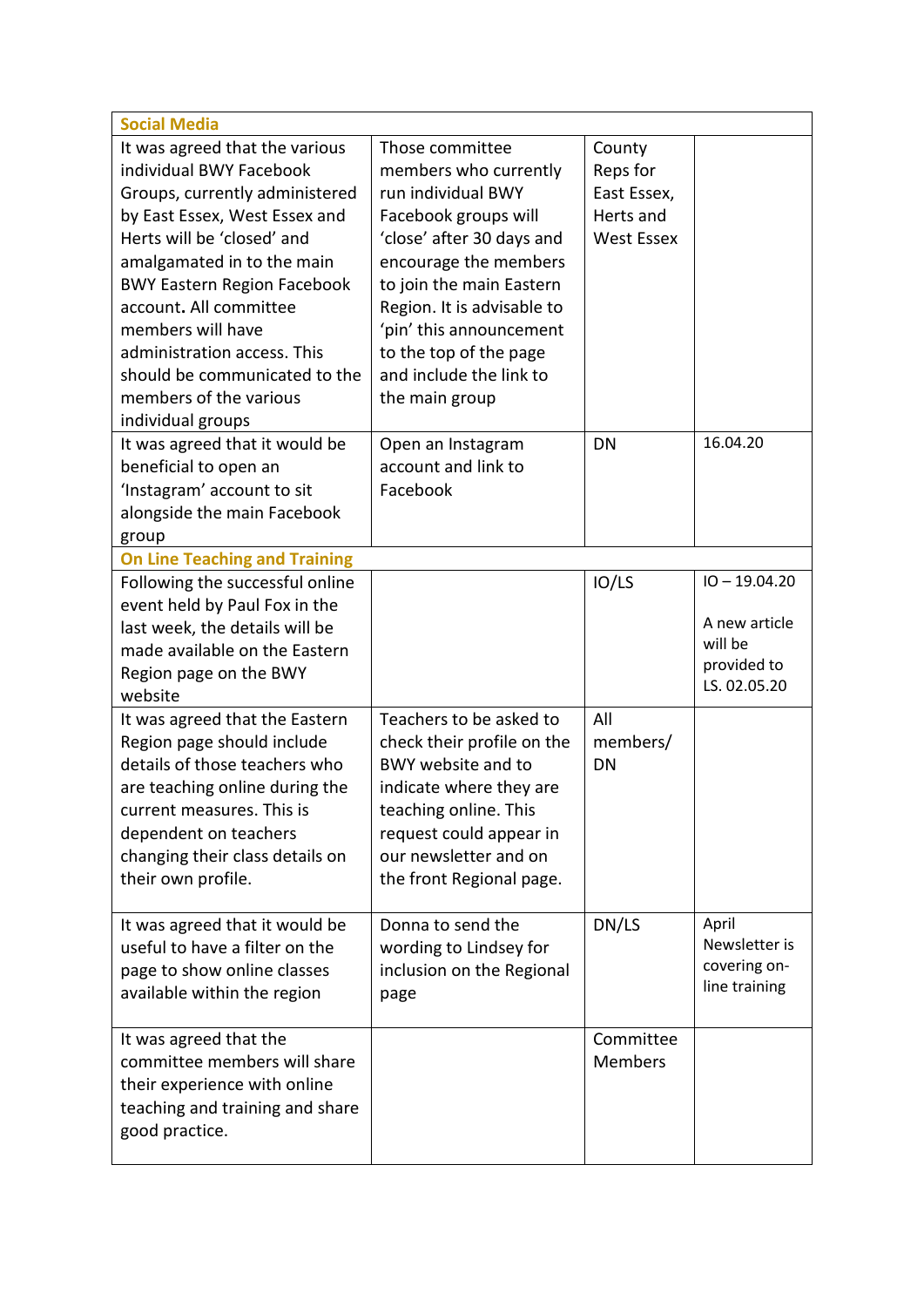| Social Media | | | |
|---|---|---|---|
| It was agreed that the various individual BWY Facebook Groups, currently administered by East Essex, West Essex and Herts will be 'closed' and amalgamated in to the main BWY Eastern Region Facebook account**.** All committee members will have administration access. This should be communicated to the members of the various individual groups | Those committee members who currently run individual BWY Facebook groups will 'close' after 30 days and encourage the members to join the main Eastern Region. It is advisable to 'pin' this announcement to the top of the page and include the link to the main group | County Reps for East Essex, Herts and West Essex | |
| It was agreed that it would be beneficial to open an 'Instagram' account to sit alongside the main Facebook group | Open an Instagram account and link to Facebook | DN | 16.04.20 |
| **On Line Teaching and Training** | | | |
| Following the successful online event held by Paul Fox in the last week, the details will be made available on the Eastern Region page on the BWY website | | IO/LS | IO – 19.04.20<br><br>A new article will be provided to LS. 02.05.20 |
| It was agreed that the Eastern Region page should include details of those teachers who are teaching online during the current measures. This is dependent on teachers changing their class details on their own profile. | Teachers to be asked to check their profile on the BWY website and to indicate where they are teaching online. This request could appear in our newsletter and on the front Regional page. | All members/ DN | |
| It was agreed that it would be useful to have a filter on the page to show online classes available within the region | Donna to send the wording to Lindsey for inclusion on the Regional page | DN/LS | April Newsletter is covering on-line training |
| It was agreed that the committee members will share their experience with online teaching and training and share good practice. | | Committee Members | |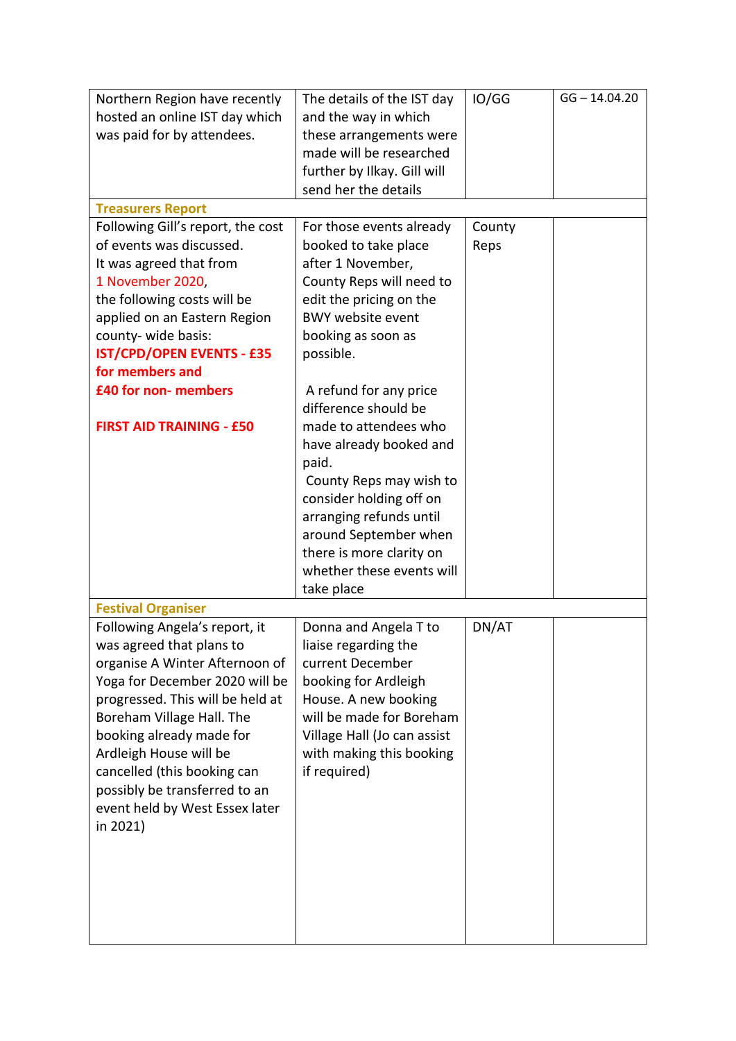| | | | |
|---|---|---|---|
| Northern Region have recently hosted an online IST day which was paid for by attendees. | The details of the IST day and the way in which these arrangements were made will be researched further by Ilkay. Gill will send her the details | IO/GG | GG – 14.04.20 |
| **Treasurers Report** | | | |
| Following Gill's report, the cost of events was discussed.<br>It was agreed that from<br>1 November 2020,<br>the following costs will be applied on an Eastern Region county- wide basis:<br>**IST/CPD/OPEN EVENTS - £35 for members and £40 for non- members**<br><br>**FIRST AID TRAINING - £50** | For those events already booked to take place after 1 November, County Reps will need to edit the pricing on the BWY website event booking as soon as possible.<br><br>A refund for any price difference should be made to attendees who have already booked and paid.<br>County Reps may wish to consider holding off on arranging refunds until around September when there is more clarity on whether these events will take place | County Reps | |
| **Festival Organiser** | | | |
| Following Angela's report, it was agreed that plans to organise A Winter Afternoon of Yoga for December 2020 will be progressed. This will be held at Boreham Village Hall. The booking already made for Ardleigh House will be cancelled (this booking can possibly be transferred to an event held by West Essex later in 2021) | Donna and Angela T to liaise regarding the current December booking for Ardleigh House. A new booking will be made for Boreham Village Hall (Jo can assist with making this booking if required) | DN/AT | |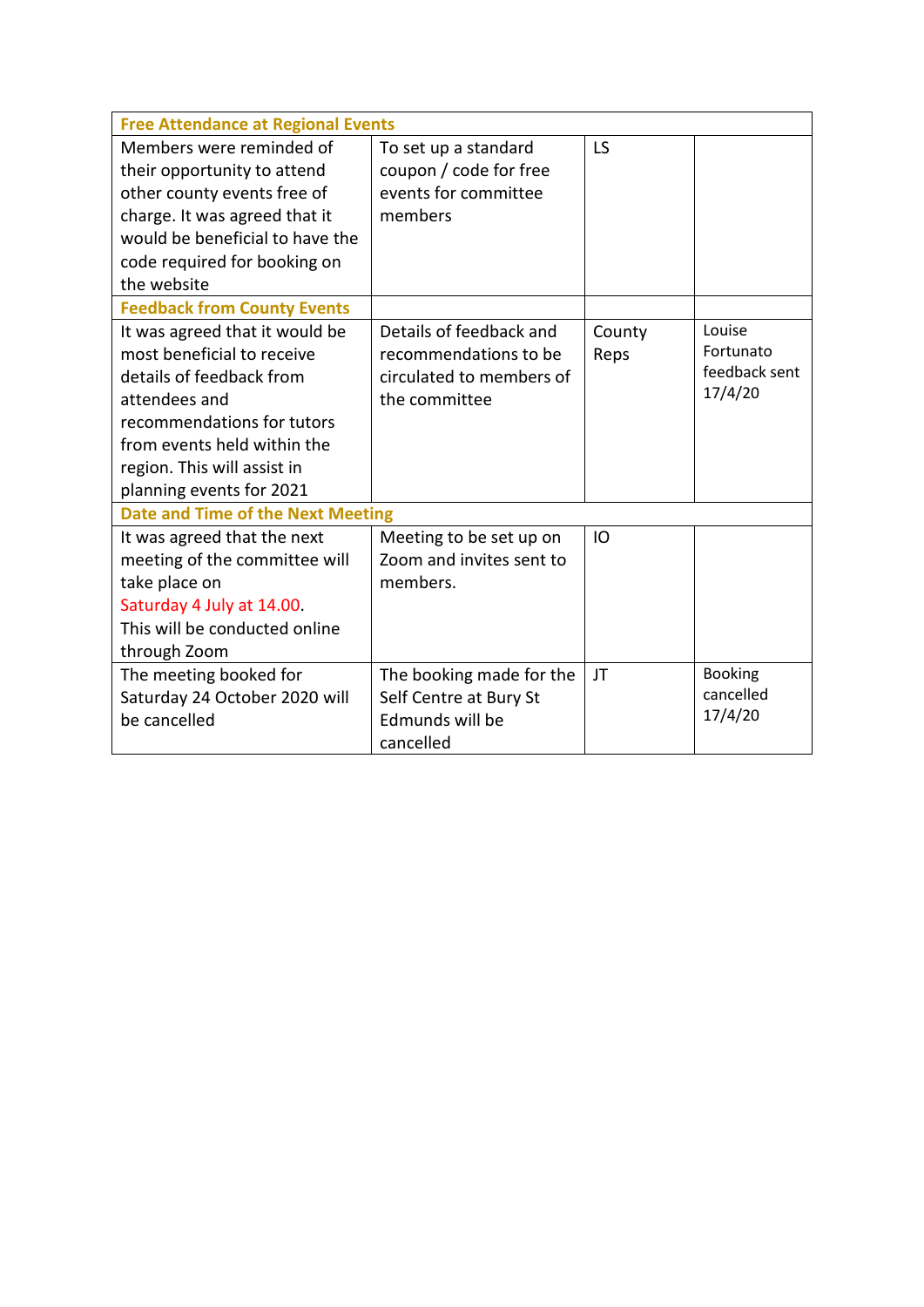| | | | |
|---|---|---|---|
| **Free Attendance at Regional Events** | | | |
| Members were reminded of their opportunity to attend other county events free of charge. It was agreed that it would be beneficial to have the code required for booking on the website | To set up a standard coupon / code for free events for committee members | LS | |
| **Feedback from County Events** | | | |
| It was agreed that it would be most beneficial to receive details of feedback from attendees and recommendations for tutors from events held within the region. This will assist in planning events for 2021 | Details of feedback and recommendations to be circulated to members of the committee | County Reps | Louise Fortunato feedback sent 17/4/20 |
| **Date and Time of the Next Meeting** | | | |
| It was agreed that the next meeting of the committee will take place on Saturday 4 July at 14.00. This will be conducted online through Zoom | Meeting to be set up on Zoom and invites sent to members. | IO | |
| The meeting booked for Saturday 24 October 2020 will be cancelled | The booking made for the Self Centre at Bury St Edmunds will be cancelled | JT | Booking cancelled 17/4/20 |